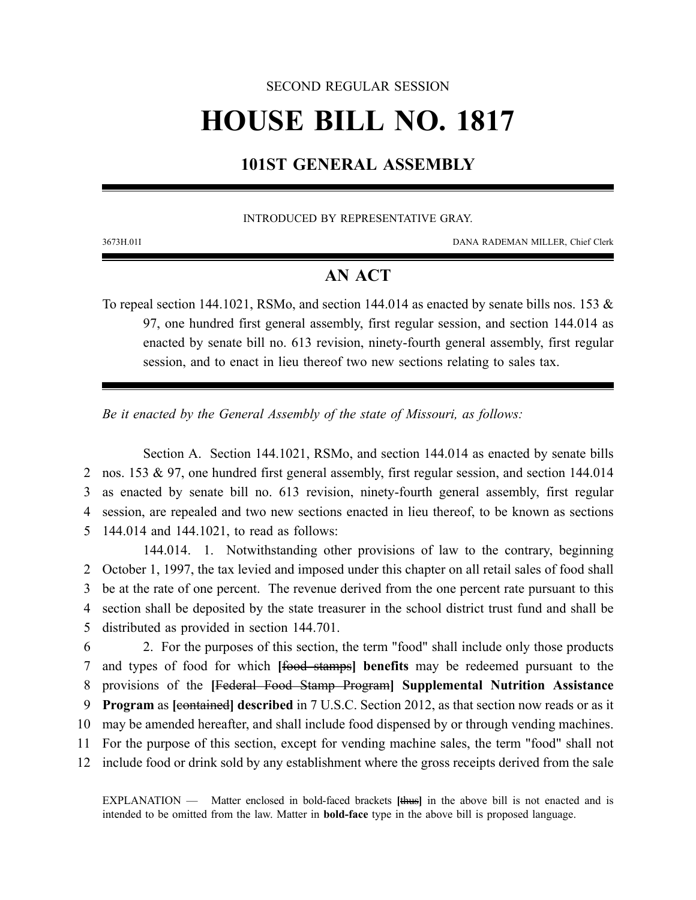SECOND REGULAR SESSION

# HOUSE BILL NO. 1817

## 101ST GENERAL ASSEMBLY

INTRODUCED BY REPRESENTATIVE GRAY.

3673H.01I DANA RADEMAN MILLER, Chief Clerk

## AN ACT

To repeal section 144.1021, RSMo, and section 144.014 as enacted by senate bills nos. 153 & 97, one hundred first general assembly, first regular session, and section 144.014 as enacted by senate bill no. 613 revision, ninety-fourth general assembly, first regular session, and to enact in lieu thereof two new sections relating to sales tax.

*Be it enacted by the General Assembly of the state of Missouri, as follows:*

Section A. Section 144.1021, RSMo, and section 144.014 as enacted by senate bills nos. 153 & 97, one hundred first general assembly, first regular session, and section 144.014 as enacted by senate bill no. 613 revision, ninety-fourth general assembly, first regular session, are repealed and two new sections enacted in lieu thereof, to be known as sections 144.014 and 144.1021, to read as follows:

144.014. 1. Notwithstanding other provisions of law to the contrary, beginning October 1, 1997, the tax levied and imposed under this chapter on all retail sales of food shall be at the rate of one percent. The revenue derived from the one percent rate pursuant to this section shall be deposited by the state treasurer in the school district trust fund and shall be distributed as provided in section 144.701.

2. For the purposes of this section, the term "food" shall include only those products and types of food for which **[**~~food stamps~~**] benefits** may be redeemed pursuant to the provisions of the **[**~~Federal Food Stamp Program~~**] Supplemental Nutrition Assistance Program** as **[**~~contained~~**] described** in 7 U.S.C. Section 2012, as that section now reads or as it may be amended hereafter, and shall include food dispensed by or through vending machines. For the purpose of this section, except for vending machine sales, the term "food" shall not include food or drink sold by any establishment where the gross receipts derived from the sale

EXPLANATION — Matter enclosed in bold-faced brackets **[**~~thus~~**]** in the above bill is not enacted and is intended to be omitted from the law. Matter in **bold-face** type in the above bill is proposed language.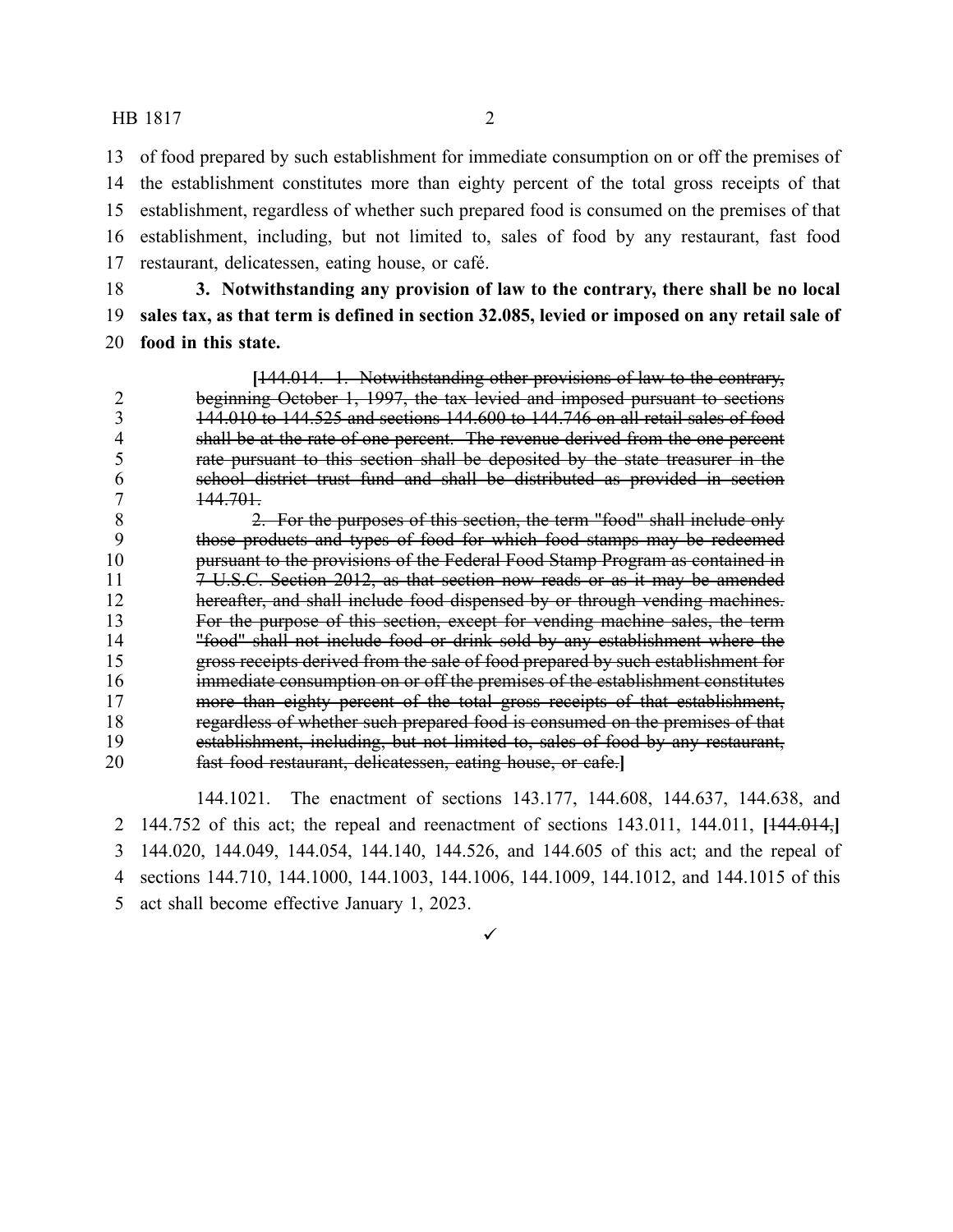of food prepared by such establishment for immediate consumption on or off the premises of the establishment constitutes more than eighty percent of the total gross receipts of that establishment, regardless of whether such prepared food is consumed on the premises of that establishment, including, but not limited to, sales of food by any restaurant, fast food restaurant, delicatessen, eating house, or café.

**3. Notwithstanding any provision of law to the contrary, there shall be no local sales tax, as that term is defined in section 32.085, levied or imposed on any retail sale of food in this state.**

**[**~~144.014. 1. Notwithstanding other provisions of law to the contrary, beginning October 1, 1997, the tax levied and imposed pursuant to sections 144.010 to 144.525 and sections 144.600 to 144.746 on all retail sales of food shall be at the rate of one percent. The revenue derived from the one percent rate pursuant to this section shall be deposited by the state treasurer in the school district trust fund and shall be distributed as provided in section 144.701.~~

~~2. For the purposes of this section, the term "food" shall include only those products and types of food for which food stamps may be redeemed pursuant to the provisions of the Federal Food Stamp Program as contained in 7 U.S.C. Section 2012, as that section now reads or as it may be amended hereafter, and shall include food dispensed by or through vending machines. For the purpose of this section, except for vending machine sales, the term "food" shall not include food or drink sold by any establishment where the gross receipts derived from the sale of food prepared by such establishment for immediate consumption on or off the premises of the establishment constitutes more than eighty percent of the total gross receipts of that establishment, regardless of whether such prepared food is consumed on the premises of that establishment, including, but not limited to, sales of food by any restaurant, fast food restaurant, delicatessen, eating house, or cafe.~~**]**

144.1021. The enactment of sections 143.177, 144.608, 144.637, 144.638, and 144.752 of this act; the repeal and reenactment of sections 143.011, 144.011, **[**~~144.014,~~**]** 144.020, 144.049, 144.054, 144.140, 144.526, and 144.605 of this act; and the repeal of sections 144.710, 144.1000, 144.1003, 144.1006, 144.1009, 144.1012, and 144.1015 of this act shall become effective January 1, 2023.

✓